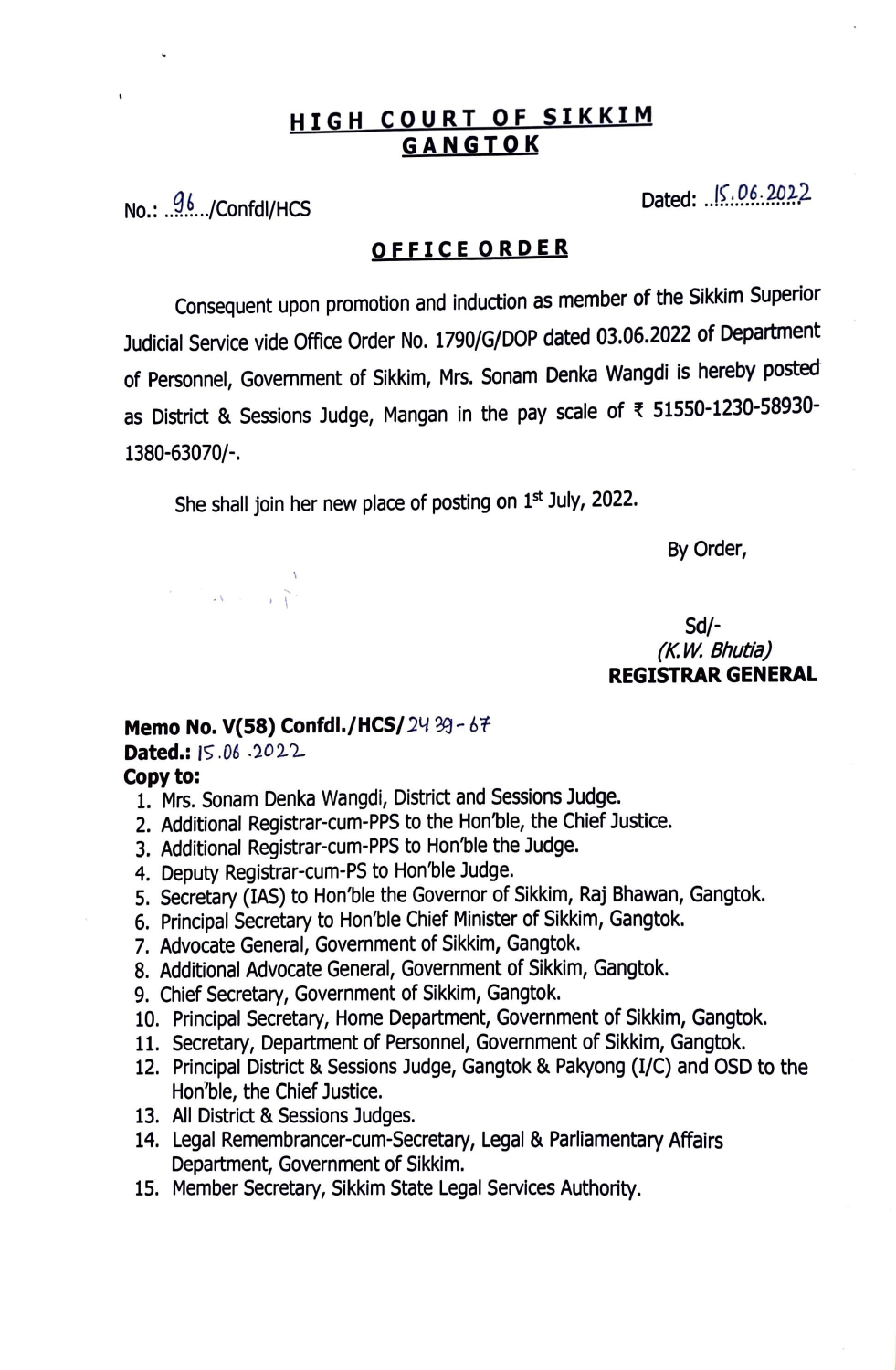# HIGH COURT OF SIKKIM
## GANGTOK

No.: ..96.../Confdl/HCS

Dated: ..15.06.2022

### OFFICE ORDER

Consequent upon promotion and induction as member of the Sikkim Superior Judicial Service vide Office Order No. 1790/G/DOP dated 03.06.2022 of Department of Personnel, Government of Sikkim, Mrs. Sonam Denka Wangdi is hereby posted as District & Sessions Judge, Mangan in the pay scale of ₹ 51550-1230-58930-1380-63070/-.

She shall join her new place of posting on 1st July, 2022.

By Order,

Sd/-
*(K.W. Bhutia)*
**REGISTRAR GENERAL**

**Memo No. V(58) Confdl./HCS/** 2439-67
**Dated.:** 15.06.2022
**Copy to:**

1. Mrs. Sonam Denka Wangdi, District and Sessions Judge.
2. Additional Registrar-cum-PPS to the Hon'ble, the Chief Justice.
3. Additional Registrar-cum-PPS to Hon'ble the Judge.
4. Deputy Registrar-cum-PS to Hon'ble Judge.
5. Secretary (IAS) to Hon'ble the Governor of Sikkim, Raj Bhawan, Gangtok.
6. Principal Secretary to Hon'ble Chief Minister of Sikkim, Gangtok.
7. Advocate General, Government of Sikkim, Gangtok.
8. Additional Advocate General, Government of Sikkim, Gangtok.
9. Chief Secretary, Government of Sikkim, Gangtok.
10. Principal Secretary, Home Department, Government of Sikkim, Gangtok.
11. Secretary, Department of Personnel, Government of Sikkim, Gangtok.
12. Principal District & Sessions Judge, Gangtok & Pakyong (I/C) and OSD to the Hon'ble, the Chief Justice.
13. All District & Sessions Judges.
14. Legal Remembrancer-cum-Secretary, Legal & Parliamentary Affairs Department, Government of Sikkim.
15. Member Secretary, Sikkim State Legal Services Authority.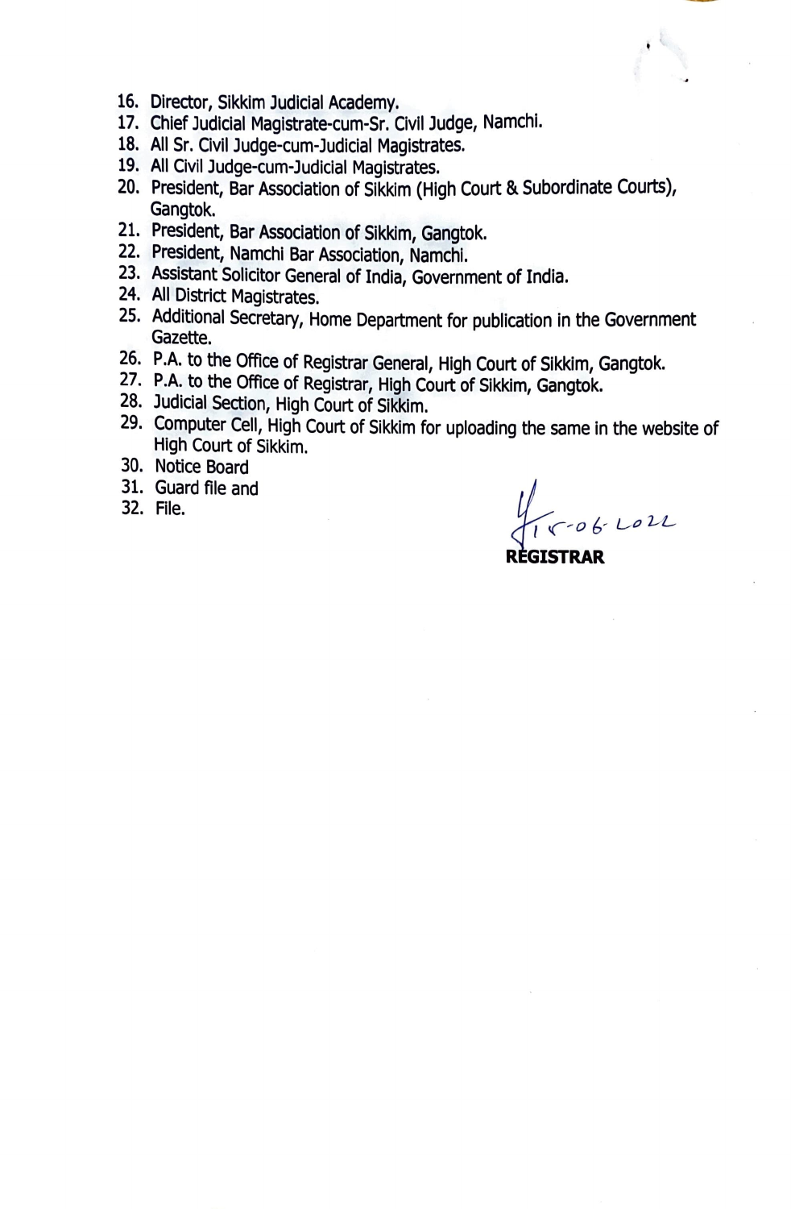16. Director, Sikkim Judicial Academy.
17. Chief Judicial Magistrate-cum-Sr. Civil Judge, Namchi.
18. All Sr. Civil Judge-cum-Judicial Magistrates.
19. All Civil Judge-cum-Judicial Magistrates.
20. President, Bar Association of Sikkim (High Court & Subordinate Courts), Gangtok.
21. President, Bar Association of Sikkim, Gangtok.
22. President, Namchi Bar Association, Namchi.
23. Assistant Solicitor General of India, Government of India.
24. All District Magistrates.
25. Additional Secretary, Home Department for publication in the Government Gazette.
26. P.A. to the Office of Registrar General, High Court of Sikkim, Gangtok.
27. P.A. to the Office of Registrar, High Court of Sikkim, Gangtok.
28. Judicial Section, High Court of Sikkim.
29. Computer Cell, High Court of Sikkim for uploading the same in the website of High Court of Sikkim.
30. Notice Board
31. Guard file and
32. File.

15-06-2022

**REGISTRAR**